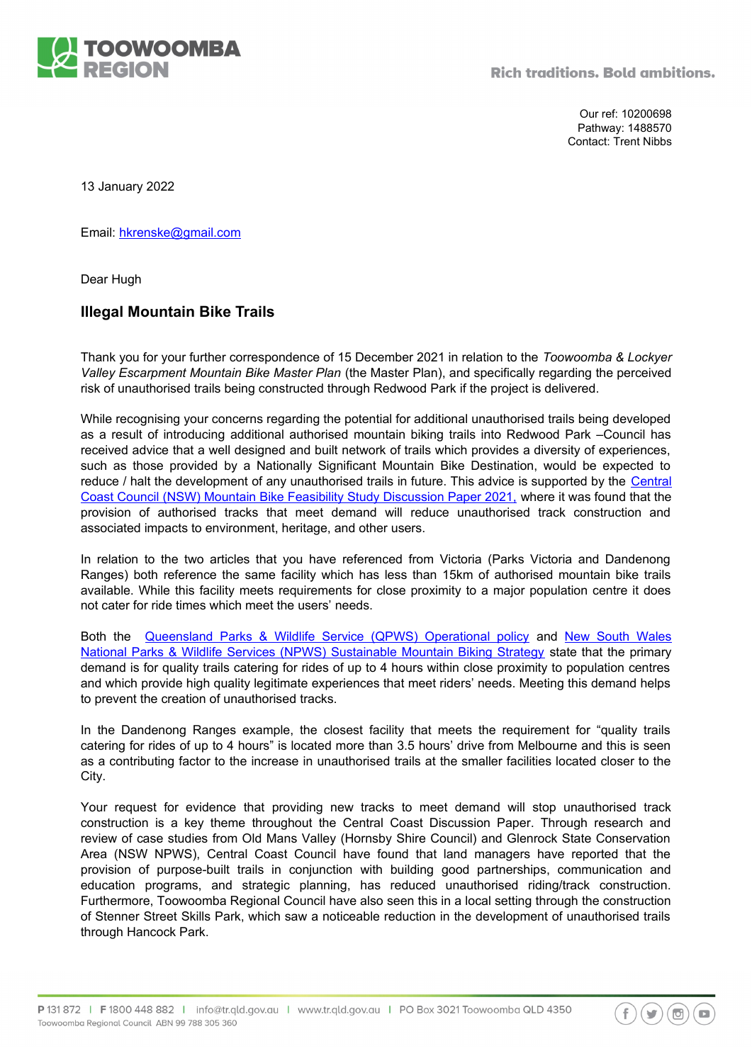Our ref: 10200698
Pathway: 1488570
Contact: Trent Nibbs

13 January 2022

Email: hkrenske@gmail.com

Dear Hugh

## Illegal Mountain Bike Trails

Thank you for your further correspondence of 15 December 2021 in relation to the *Toowoomba & Lockyer Valley Escarpment Mountain Bike Master Plan* (the Master Plan), and specifically regarding the perceived risk of unauthorised trails being constructed through Redwood Park if the project is delivered.

While recognising your concerns regarding the potential for additional unauthorised trails being developed as a result of introducing additional authorised mountain biking trails into Redwood Park –Council has received advice that a well designed and built network of trails which provides a diversity of experiences, such as those provided by a Nationally Significant Mountain Bike Destination, would be expected to reduce / halt the development of any unauthorised trails in future. This advice is supported by the Central Coast Council (NSW) Mountain Bike Feasibility Study Discussion Paper 2021, where it was found that the provision of authorised tracks that meet demand will reduce unauthorised track construction and associated impacts to environment, heritage, and other users.

In relation to the two articles that you have referenced from Victoria (Parks Victoria and Dandenong Ranges) both reference the same facility which has less than 15km of authorised mountain bike trails available. While this facility meets requirements for close proximity to a major population centre it does not cater for ride times which meet the users' needs.

Both the Queensland Parks & Wildlife Service (QPWS) Operational policy and New South Wales National Parks & Wildlife Services (NPWS) Sustainable Mountain Biking Strategy state that the primary demand is for quality trails catering for rides of up to 4 hours within close proximity to population centres and which provide high quality legitimate experiences that meet riders' needs. Meeting this demand helps to prevent the creation of unauthorised tracks.

In the Dandenong Ranges example, the closest facility that meets the requirement for "quality trails catering for rides of up to 4 hours" is located more than 3.5 hours' drive from Melbourne and this is seen as a contributing factor to the increase in unauthorised trails at the smaller facilities located closer to the City.

Your request for evidence that providing new tracks to meet demand will stop unauthorised track construction is a key theme throughout the Central Coast Discussion Paper. Through research and review of case studies from Old Mans Valley (Hornsby Shire Council) and Glenrock State Conservation Area (NSW NPWS), Central Coast Council have found that land managers have reported that the provision of purpose-built trails in conjunction with building good partnerships, communication and education programs, and strategic planning, has reduced unauthorised riding/track construction. Furthermore, Toowoomba Regional Council have also seen this in a local setting through the construction of Stenner Street Skills Park, which saw a noticeable reduction in the development of unauthorised trails through Hancock Park.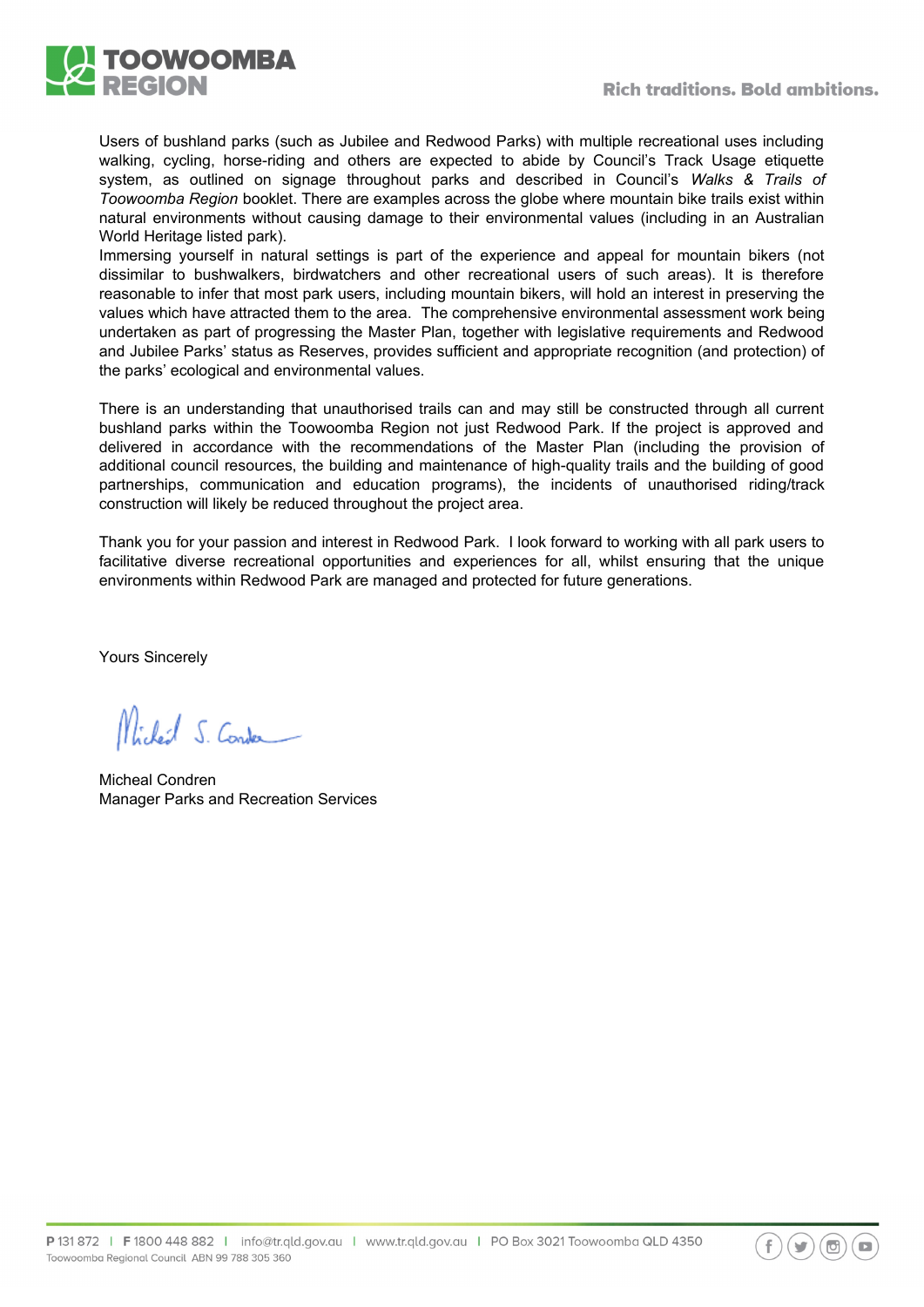Users of bushland parks (such as Jubilee and Redwood Parks) with multiple recreational uses including walking, cycling, horse-riding and others are expected to abide by Council's Track Usage etiquette system, as outlined on signage throughout parks and described in Council's *Walks & Trails of Toowoomba Region* booklet. There are examples across the globe where mountain bike trails exist within natural environments without causing damage to their environmental values (including in an Australian World Heritage listed park).

Immersing yourself in natural settings is part of the experience and appeal for mountain bikers (not dissimilar to bushwalkers, birdwatchers and other recreational users of such areas). It is therefore reasonable to infer that most park users, including mountain bikers, will hold an interest in preserving the values which have attracted them to the area. The comprehensive environmental assessment work being undertaken as part of progressing the Master Plan, together with legislative requirements and Redwood and Jubilee Parks' status as Reserves, provides sufficient and appropriate recognition (and protection) of the parks' ecological and environmental values.

There is an understanding that unauthorised trails can and may still be constructed through all current bushland parks within the Toowoomba Region not just Redwood Park. If the project is approved and delivered in accordance with the recommendations of the Master Plan (including the provision of additional council resources, the building and maintenance of high-quality trails and the building of good partnerships, communication and education programs), the incidents of unauthorised riding/track construction will likely be reduced throughout the project area.

Thank you for your passion and interest in Redwood Park. I look forward to working with all park users to facilitative diverse recreational opportunities and experiences for all, whilst ensuring that the unique environments within Redwood Park are managed and protected for future generations.

Yours Sincerely

Micheal Condren
Manager Parks and Recreation Services